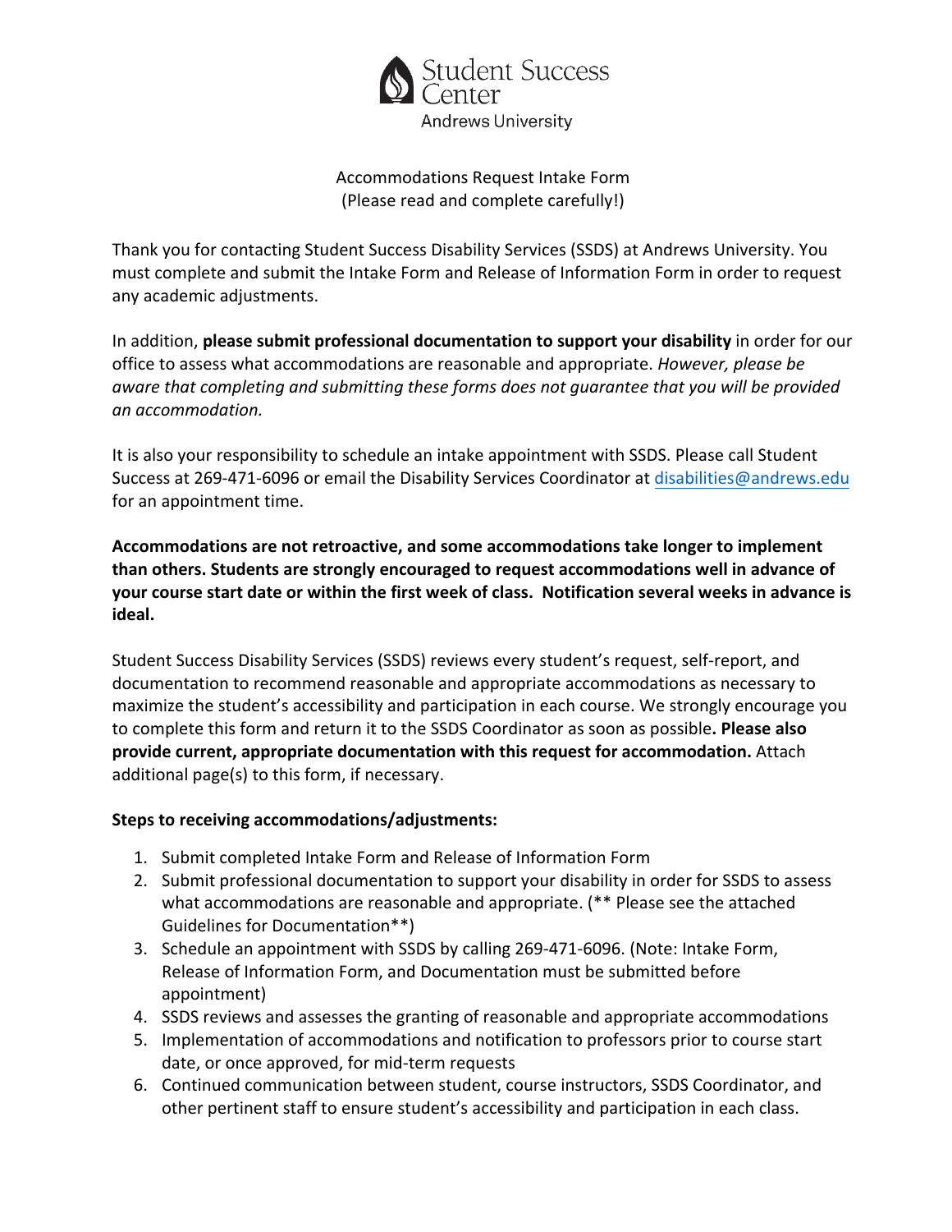Student Success Center
Andrews University

Accommodations Request Intake Form
(Please read and complete carefully!)

Thank you for contacting Student Success Disability Services (SSDS) at Andrews University. You must complete and submit the Intake Form and Release of Information Form in order to request any academic adjustments.

In addition, **please submit professional documentation to support your disability** in order for our office to assess what accommodations are reasonable and appropriate. *However, please be aware that completing and submitting these forms does not guarantee that you will be provided an accommodation.*

It is also your responsibility to schedule an intake appointment with SSDS. Please call Student Success at 269-471-6096 or email the Disability Services Coordinator at disabilities@andrews.edu for an appointment time.

**Accommodations are not retroactive, and some accommodations take longer to implement than others. Students are strongly encouraged to request accommodations well in advance of your course start date or within the first week of class. Notification several weeks in advance is ideal.**

Student Success Disability Services (SSDS) reviews every student's request, self-report, and documentation to recommend reasonable and appropriate accommodations as necessary to maximize the student's accessibility and participation in each course. We strongly encourage you to complete this form and return it to the SSDS Coordinator as soon as possible**. Please also provide current, appropriate documentation with this request for accommodation.** Attach additional page(s) to this form, if necessary.

**Steps to receiving accommodations/adjustments:**

1. Submit completed Intake Form and Release of Information Form
2. Submit professional documentation to support your disability in order for SSDS to assess what accommodations are reasonable and appropriate. (** Please see the attached Guidelines for Documentation**)
3. Schedule an appointment with SSDS by calling 269-471-6096. (Note: Intake Form, Release of Information Form, and Documentation must be submitted before appointment)
4. SSDS reviews and assesses the granting of reasonable and appropriate accommodations
5. Implementation of accommodations and notification to professors prior to course start date, or once approved, for mid-term requests
6. Continued communication between student, course instructors, SSDS Coordinator, and other pertinent staff to ensure student's accessibility and participation in each class.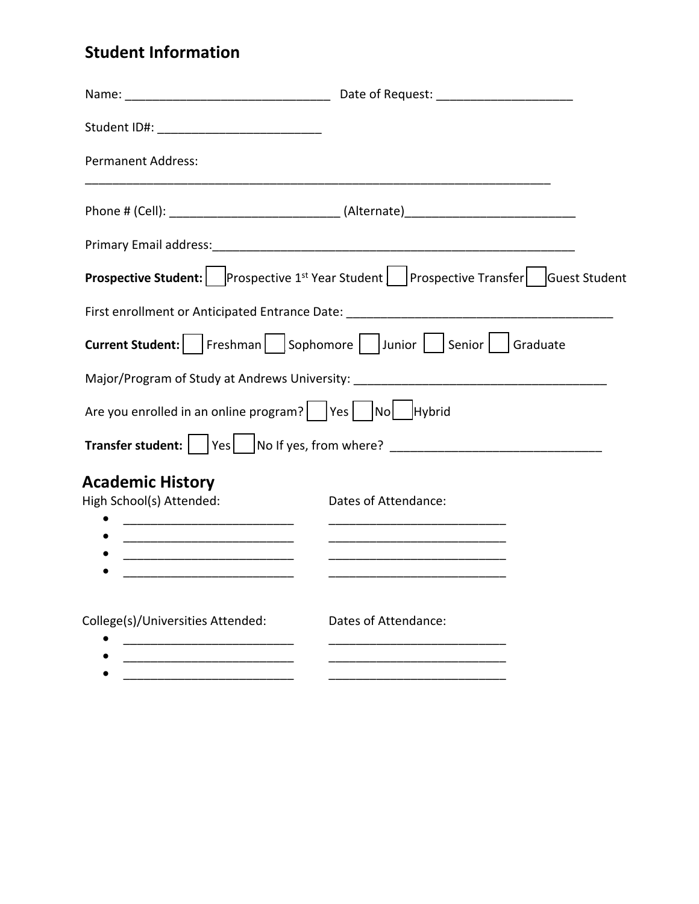## Student Information

Name: ______________________________ Date of Request: ____________________

Student ID#: ________________________

Permanent Address:

______________________________________________________________________

Phone # (Cell): _________________________ (Alternate)_________________________

Primary Email address:_______________________________________________________

**Prospective Student:** ☐ Prospective 1st Year Student ☐ Prospective Transfer ☐ Guest Student

First enrollment or Anticipated Entrance Date: ________________________________________

**Current Student:** ☐ Freshman ☐ Sophomore ☐ Junior ☐ Senior ☐ Graduate

Major/Program of Study at Andrews University: _____________________________________

Are you enrolled in an online program? ☐ Yes ☐ No ☐ Hybrid

**Transfer student:** ☐ Yes ☐ No If yes, from where? ______________________________

## Academic History

High School(s) Attended: Dates of Attendance:

- _________________________ _________________________
- _________________________ _________________________
- _________________________ _________________________
- _________________________ _________________________

College(s)/Universities Attended: Dates of Attendance:

- _________________________ _________________________
- _________________________ _________________________
- _________________________ _________________________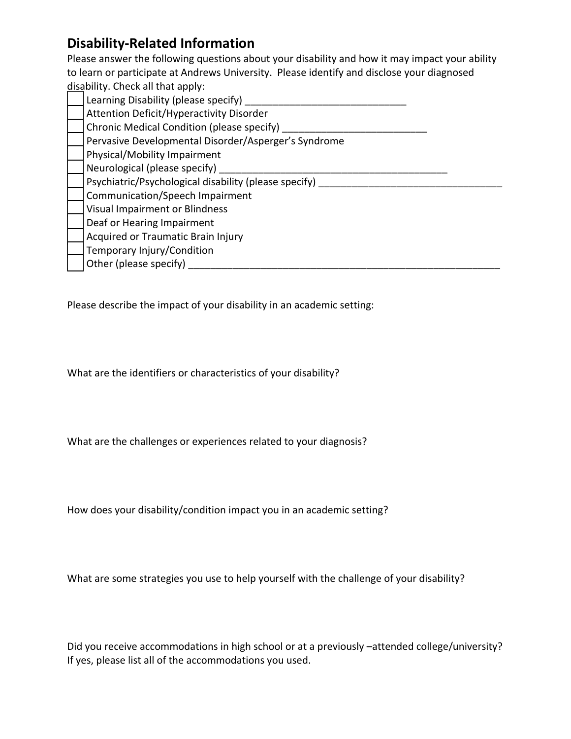## Disability-Related Information

Please answer the following questions about your disability and how it may impact your ability to learn or participate at Andrews University. Please identify and disclose your diagnosed disability. Check all that apply:

- [ ] Learning Disability (please specify) ______________________________
- [ ] Attention Deficit/Hyperactivity Disorder
- [ ] Chronic Medical Condition (please specify) ___________________________
- [ ] Pervasive Developmental Disorder/Asperger's Syndrome
- [ ] Physical/Mobility Impairment
- [ ] Neurological (please specify) ___________________________________________
- [ ] Psychiatric/Psychological disability (please specify) __________________________________
- [ ] Communication/Speech Impairment
- [ ] Visual Impairment or Blindness
- [ ] Deaf or Hearing Impairment
- [ ] Acquired or Traumatic Brain Injury
- [ ] Temporary Injury/Condition
- [ ] Other (please specify) ___________________________________________________________

Please describe the impact of your disability in an academic setting:

What are the identifiers or characteristics of your disability?

What are the challenges or experiences related to your diagnosis?

How does your disability/condition impact you in an academic setting?

What are some strategies you use to help yourself with the challenge of your disability?

Did you receive accommodations in high school or at a previously –attended college/university? If yes, please list all of the accommodations you used.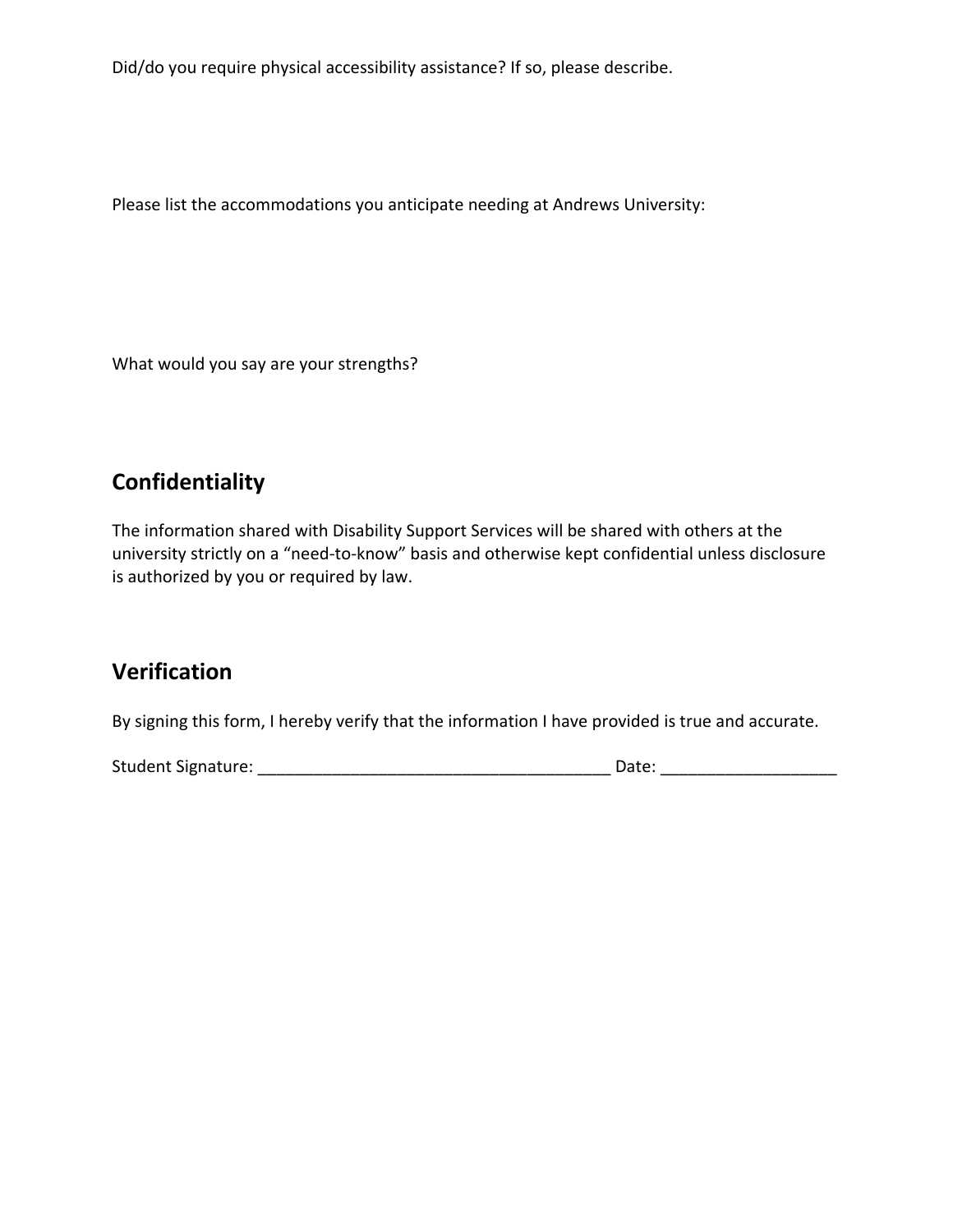Did/do you require physical accessibility assistance? If so, please describe.

Please list the accommodations you anticipate needing at Andrews University:

What would you say are your strengths?

## Confidentiality

The information shared with Disability Support Services will be shared with others at the university strictly on a "need-to-know" basis and otherwise kept confidential unless disclosure is authorized by you or required by law.

## Verification

By signing this form, I hereby verify that the information I have provided is true and accurate.

Student Signature: _______________________________________ Date: ___________________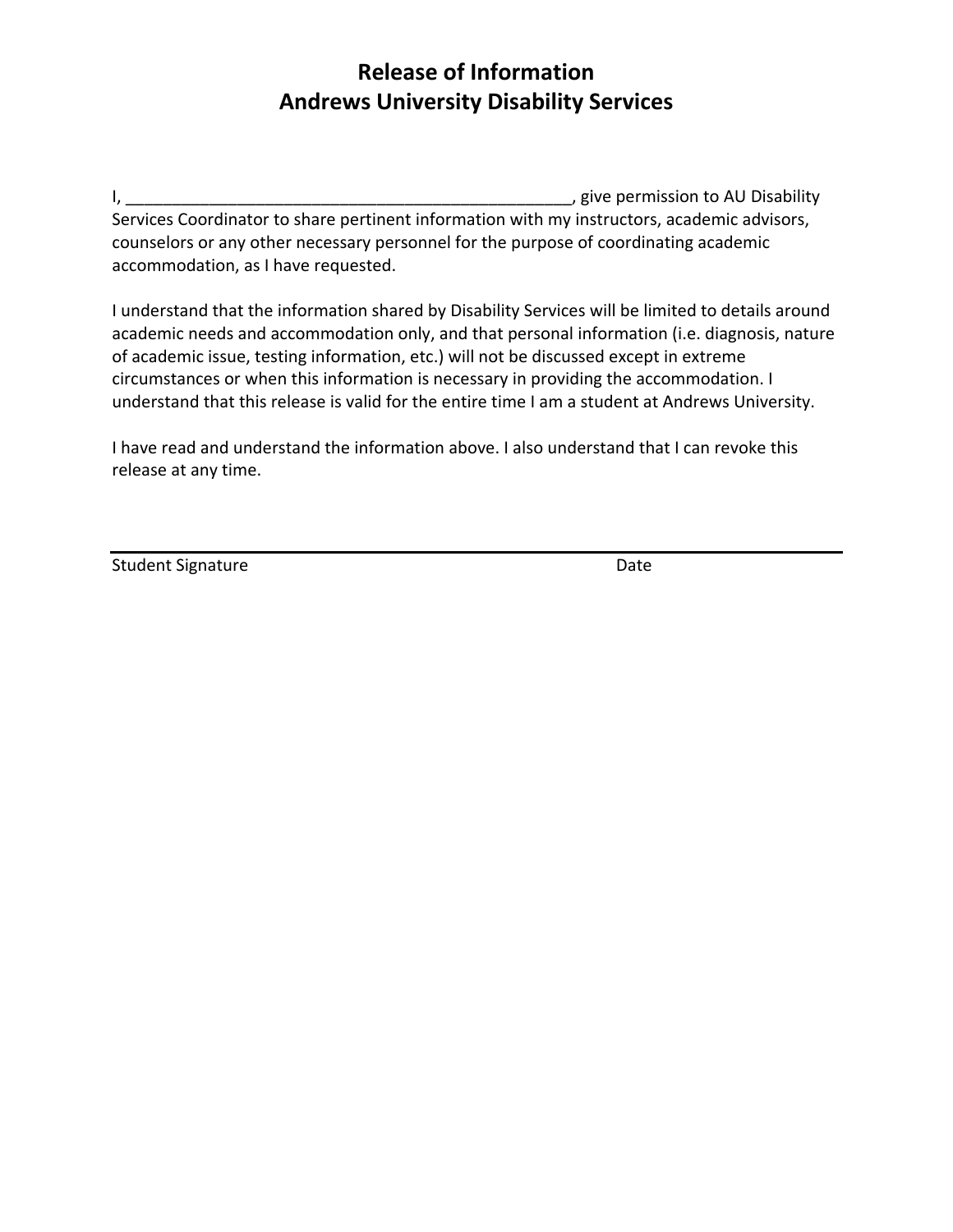# Release of Information
# Andrews University Disability Services

I, __________________________________________________, give permission to AU Disability Services Coordinator to share pertinent information with my instructors, academic advisors, counselors or any other necessary personnel for the purpose of coordinating academic accommodation, as I have requested.

I understand that the information shared by Disability Services will be limited to details around academic needs and accommodation only, and that personal information (i.e. diagnosis, nature of academic issue, testing information, etc.) will not be discussed except in extreme circumstances or when this information is necessary in providing the accommodation. I understand that this release is valid for the entire time I am a student at Andrews University.

I have read and understand the information above. I also understand that I can revoke this release at any time.

______________________________________________________________

Student Signature                                                  Date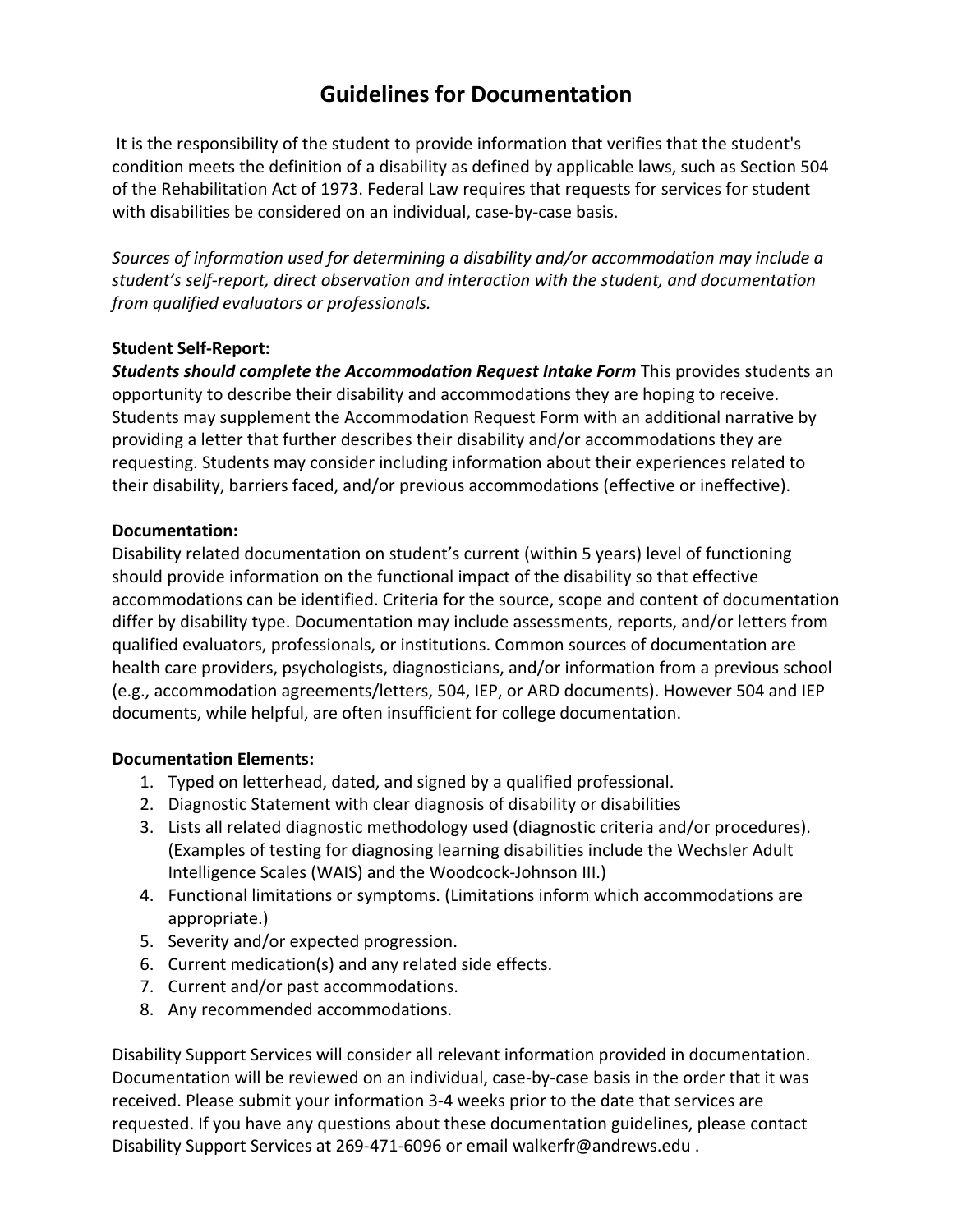# Guidelines for Documentation

It is the responsibility of the student to provide information that verifies that the student's condition meets the definition of a disability as defined by applicable laws, such as Section 504 of the Rehabilitation Act of 1973. Federal Law requires that requests for services for student with disabilities be considered on an individual, case-by-case basis.

*Sources of information used for determining a disability and/or accommodation may include a student's self-report, direct observation and interaction with the student, and documentation from qualified evaluators or professionals.*

**Student Self-Report:**
***Students should complete the Accommodation Request Intake Form*** This provides students an opportunity to describe their disability and accommodations they are hoping to receive. Students may supplement the Accommodation Request Form with an additional narrative by providing a letter that further describes their disability and/or accommodations they are requesting. Students may consider including information about their experiences related to their disability, barriers faced, and/or previous accommodations (effective or ineffective).

**Documentation:**
Disability related documentation on student's current (within 5 years) level of functioning should provide information on the functional impact of the disability so that effective accommodations can be identified. Criteria for the source, scope and content of documentation differ by disability type. Documentation may include assessments, reports, and/or letters from qualified evaluators, professionals, or institutions. Common sources of documentation are health care providers, psychologists, diagnosticians, and/or information from a previous school (e.g., accommodation agreements/letters, 504, IEP, or ARD documents). However 504 and IEP documents, while helpful, are often insufficient for college documentation.

**Documentation Elements:**

1. Typed on letterhead, dated, and signed by a qualified professional.
2. Diagnostic Statement with clear diagnosis of disability or disabilities
3. Lists all related diagnostic methodology used (diagnostic criteria and/or procedures). (Examples of testing for diagnosing learning disabilities include the Wechsler Adult Intelligence Scales (WAIS) and the Woodcock-Johnson III.)
4. Functional limitations or symptoms. (Limitations inform which accommodations are appropriate.)
5. Severity and/or expected progression.
6. Current medication(s) and any related side effects.
7. Current and/or past accommodations.
8. Any recommended accommodations.

Disability Support Services will consider all relevant information provided in documentation. Documentation will be reviewed on an individual, case-by-case basis in the order that it was received. Please submit your information 3-4 weeks prior to the date that services are requested. If you have any questions about these documentation guidelines, please contact Disability Support Services at 269-471-6096 or email walkerfr@andrews.edu .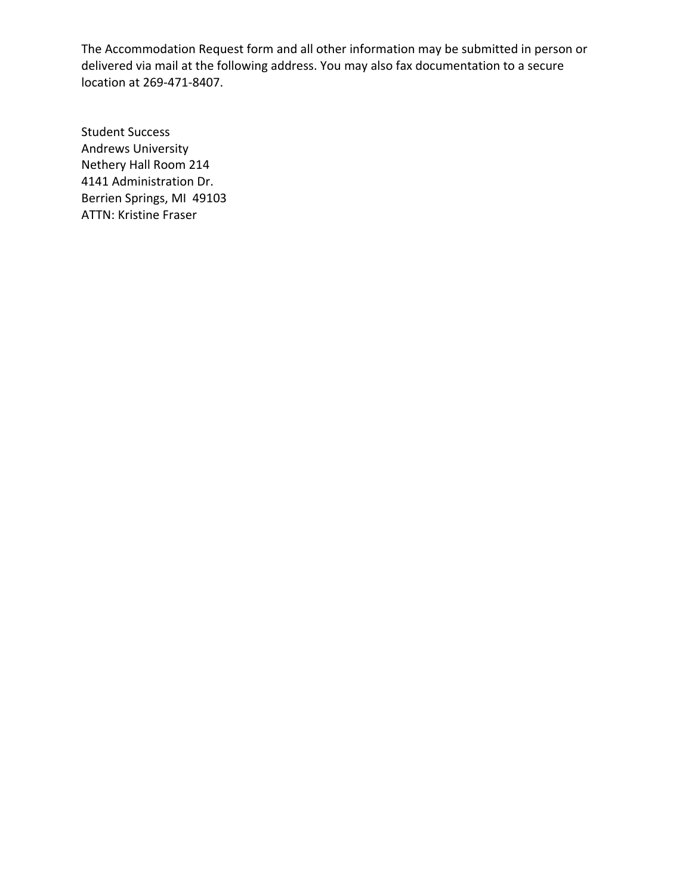The Accommodation Request form and all other information may be submitted in person or delivered via mail at the following address. You may also fax documentation to a secure location at 269-471-8407.

Student Success  
Andrews University  
Nethery Hall Room 214  
4141 Administration Dr.  
Berrien Springs, MI 49103  
ATTN: Kristine Fraser